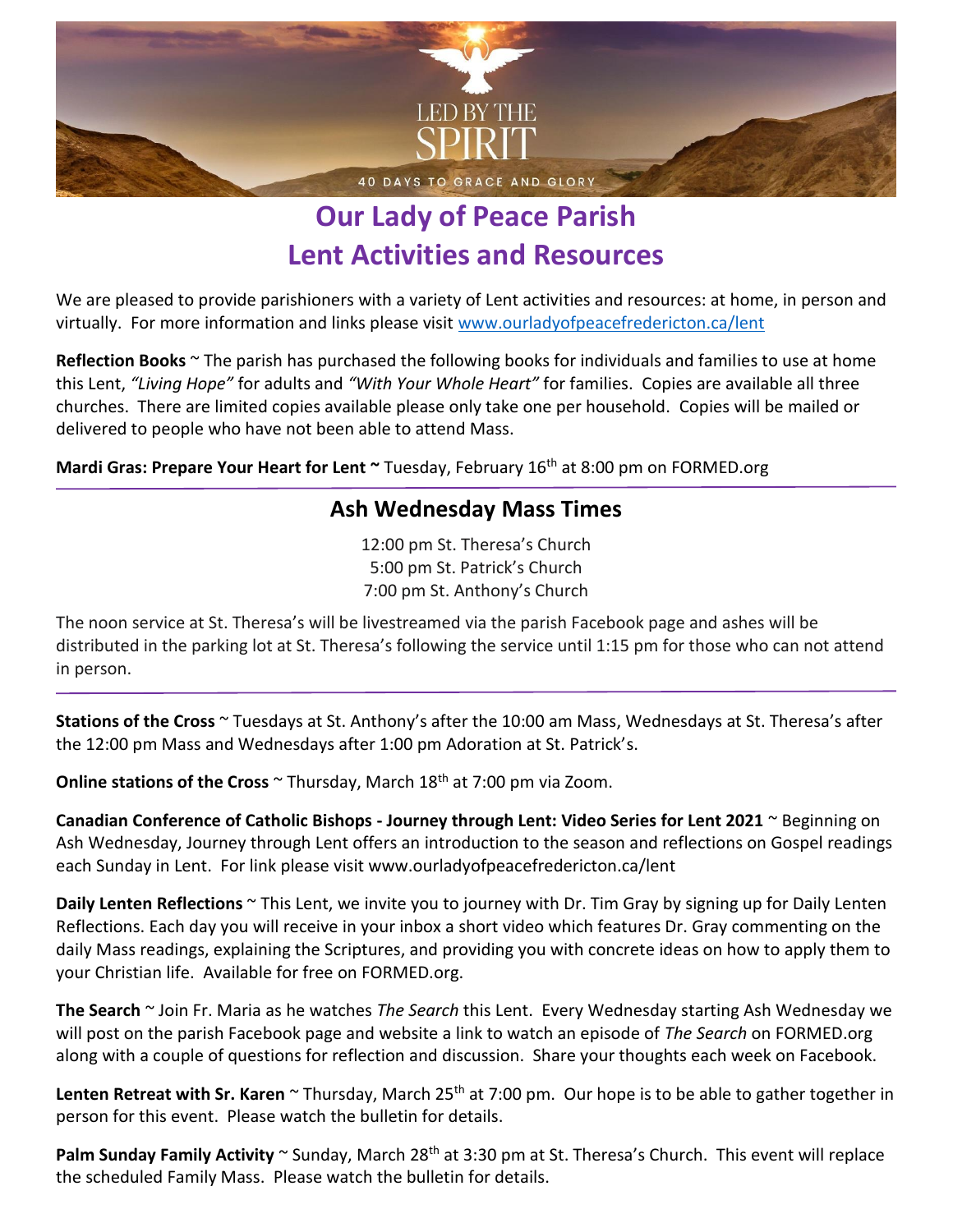LED BY THE SPIRIT

40 DAYS TO GRACE AND GLORY

# Our Lady of Peace Parish
# Lent Activities and Resources

We are pleased to provide parishioners with a variety of Lent activities and resources: at home, in person and virtually. For more information and links please visit www.ourladyofpeacefredericton.ca/lent

**Reflection Books** ~ The parish has purchased the following books for individuals and families to use at home this Lent, *"Living Hope"* for adults and *"With Your Whole Heart"* for families. Copies are available all three churches. There are limited copies available please only take one per household. Copies will be mailed or delivered to people who have not been able to attend Mass.

**Mardi Gras: Prepare Your Heart for Lent ~** Tuesday, February 16th at 8:00 pm on FORMED.org

## Ash Wednesday Mass Times

12:00 pm St. Theresa's Church
5:00 pm St. Patrick's Church
7:00 pm St. Anthony's Church

The noon service at St. Theresa's will be livestreamed via the parish Facebook page and ashes will be distributed in the parking lot at St. Theresa's following the service until 1:15 pm for those who can not attend in person.

---

**Stations of the Cross** ~ Tuesdays at St. Anthony's after the 10:00 am Mass, Wednesdays at St. Theresa's after the 12:00 pm Mass and Wednesdays after 1:00 pm Adoration at St. Patrick's.

**Online stations of the Cross** ~ Thursday, March 18th at 7:00 pm via Zoom.

**Canadian Conference of Catholic Bishops - Journey through Lent: Video Series for Lent 2021** ~ Beginning on Ash Wednesday, Journey through Lent offers an introduction to the season and reflections on Gospel readings each Sunday in Lent. For link please visit www.ourladyofpeacefredericton.ca/lent

**Daily Lenten Reflections** ~ This Lent, we invite you to journey with Dr. Tim Gray by signing up for Daily Lenten Reflections. Each day you will receive in your inbox a short video which features Dr. Gray commenting on the daily Mass readings, explaining the Scriptures, and providing you with concrete ideas on how to apply them to your Christian life. Available for free on FORMED.org.

**The Search** ~ Join Fr. Maria as he watches *The Search* this Lent. Every Wednesday starting Ash Wednesday we will post on the parish Facebook page and website a link to watch an episode of *The Search* on FORMED.org along with a couple of questions for reflection and discussion. Share your thoughts each week on Facebook.

**Lenten Retreat with Sr. Karen** ~ Thursday, March 25th at 7:00 pm. Our hope is to be able to gather together in person for this event. Please watch the bulletin for details.

**Palm Sunday Family Activity** ~ Sunday, March 28th at 3:30 pm at St. Theresa's Church. This event will replace the scheduled Family Mass. Please watch the bulletin for details.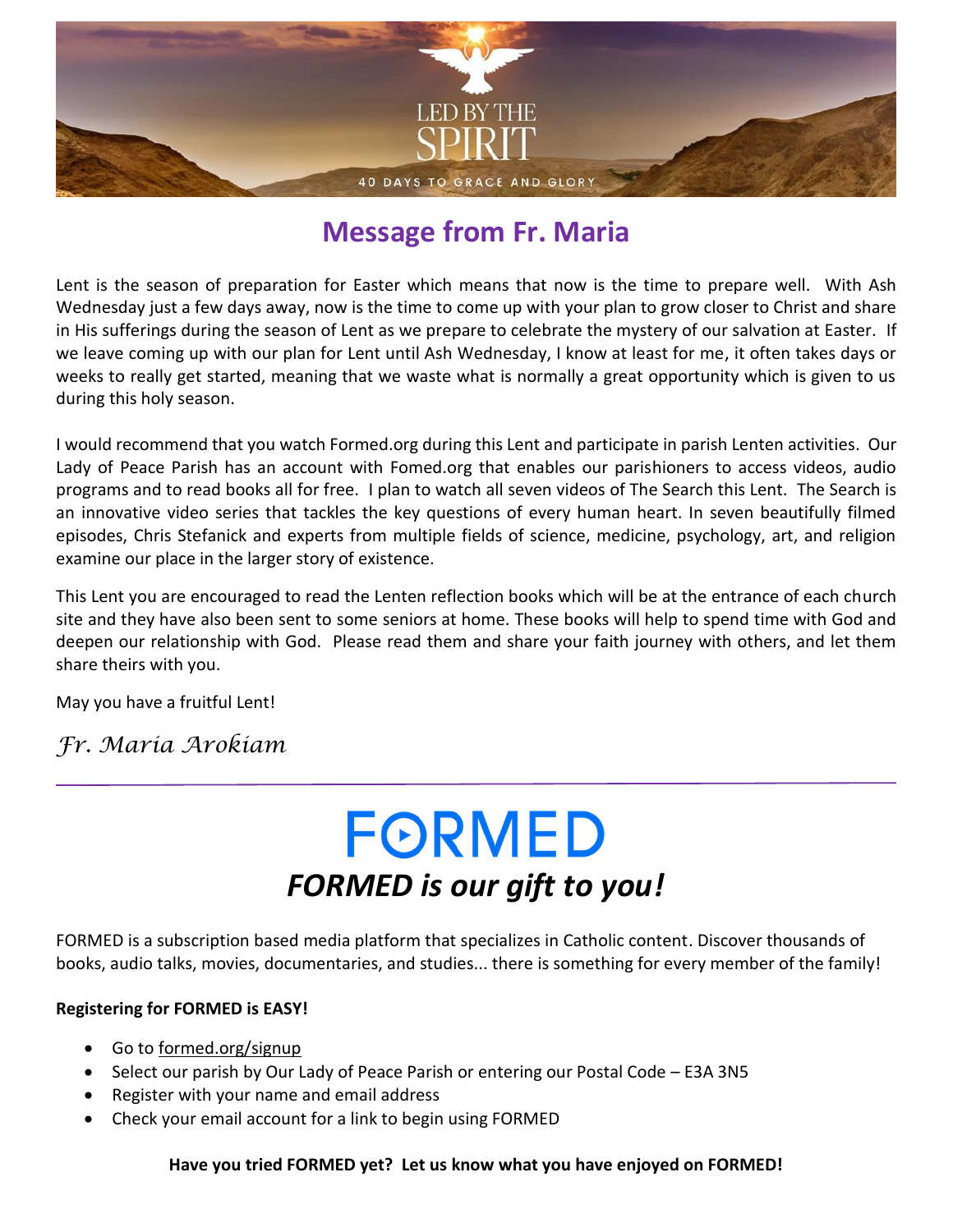LED BY THE SPIRIT

40 DAYS TO GRACE AND GLORY

## Message from Fr. Maria

Lent is the season of preparation for Easter which means that now is the time to prepare well. With Ash Wednesday just a few days away, now is the time to come up with your plan to grow closer to Christ and share in His sufferings during the season of Lent as we prepare to celebrate the mystery of our salvation at Easter. If we leave coming up with our plan for Lent until Ash Wednesday, I know at least for me, it often takes days or weeks to really get started, meaning that we waste what is normally a great opportunity which is given to us during this holy season.

I would recommend that you watch Formed.org during this Lent and participate in parish Lenten activities. Our Lady of Peace Parish has an account with Fomed.org that enables our parishioners to access videos, audio programs and to read books all for free. I plan to watch all seven videos of The Search this Lent. The Search is an innovative video series that tackles the key questions of every human heart. In seven beautifully filmed episodes, Chris Stefanick and experts from multiple fields of science, medicine, psychology, art, and religion examine our place in the larger story of existence.

This Lent you are encouraged to read the Lenten reflection books which will be at the entrance of each church site and they have also been sent to some seniors at home. These books will help to spend time with God and deepen our relationship with God. Please read them and share your faith journey with others, and let them share theirs with you.

May you have a fruitful Lent!

*Fr. Maria Arokiam*

---

# FORMED

## *FORMED is our gift to you!*

FORMED is a subscription based media platform that specializes in Catholic content. Discover thousands of books, audio talks, movies, documentaries, and studies... there is something for every member of the family!

**Registering for FORMED is EASY!**

- Go to formed.org/signup
- Select our parish by Our Lady of Peace Parish or entering our Postal Code – E3A 3N5
- Register with your name and email address
- Check your email account for a link to begin using FORMED

**Have you tried FORMED yet? Let us know what you have enjoyed on FORMED!**